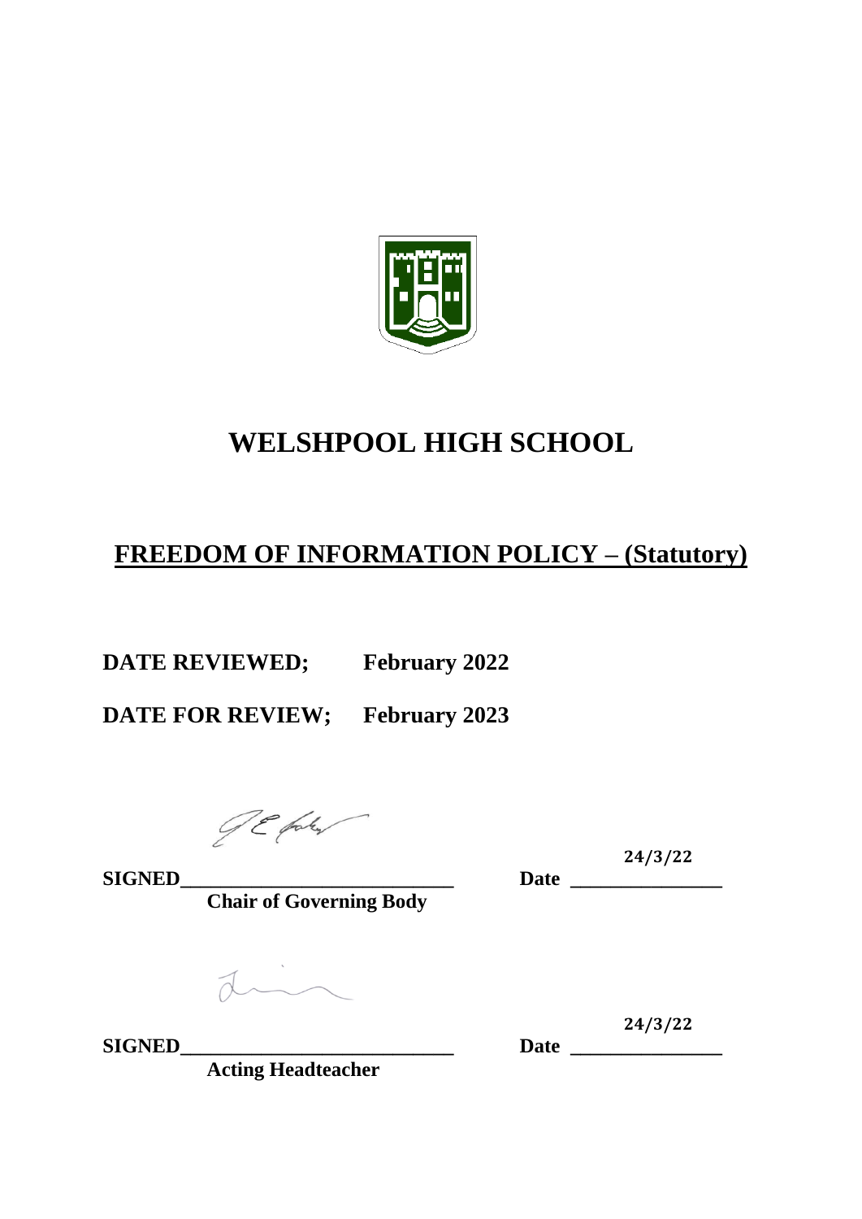# WELSHPOOL HIGH SCHOOL

## FREEDOM OF INFORMATION POLICY – (Statutory)

**DATE REVIEWED; February 2022**

**DATE FOR REVIEW; February 2023**

**SIGNED**___________________________ **Date** 24/3/22

**Chair of Governing Body**

**SIGNED**___________________________ **Date** 24/3/22

**Acting Headteacher**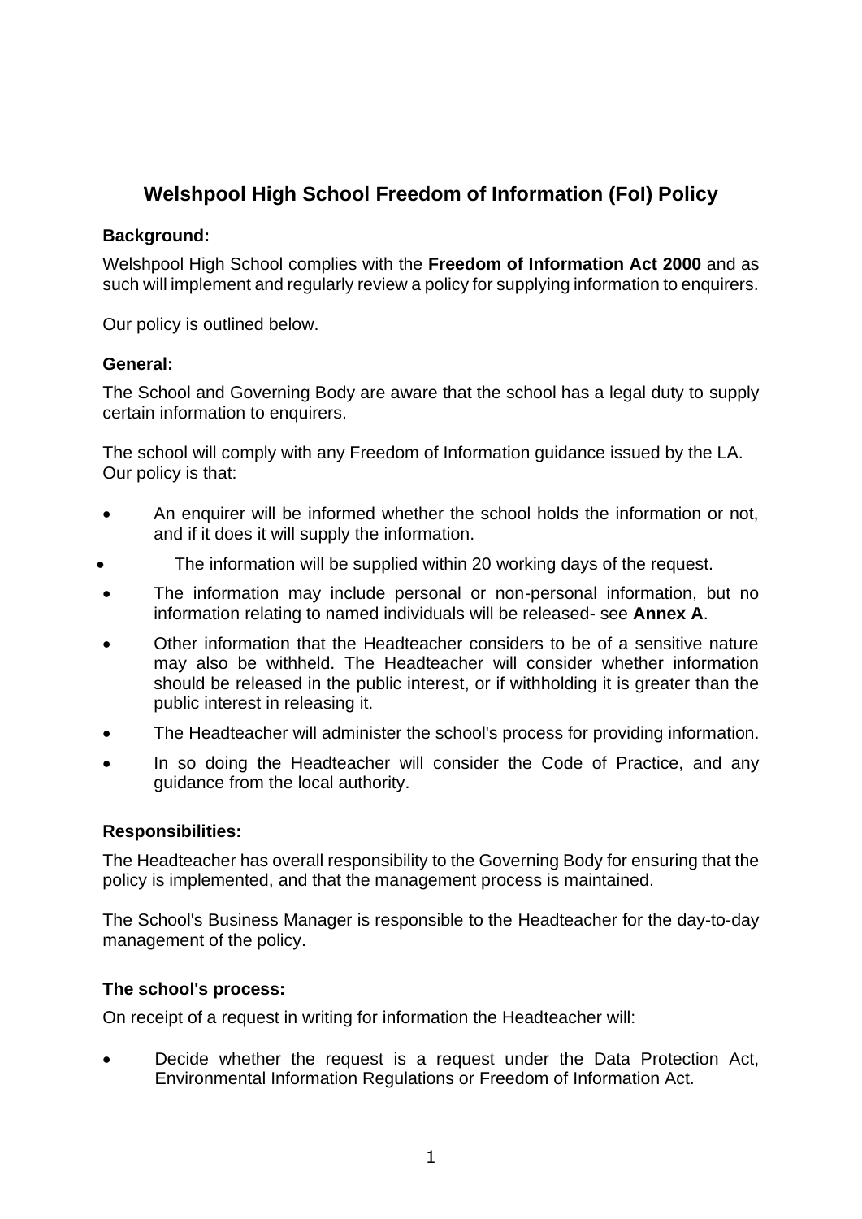# Welshpool High School Freedom of Information (FoI) Policy

**Background:**

Welshpool High School complies with the **Freedom of Information Act 2000** and as such will implement and regularly review a policy for supplying information to enquirers.

Our policy is outlined below.

**General:**

The School and Governing Body are aware that the school has a legal duty to supply certain information to enquirers.

The school will comply with any Freedom of Information guidance issued by the LA. Our policy is that:

- An enquirer will be informed whether the school holds the information or not, and if it does it will supply the information.
- The information will be supplied within 20 working days of the request.
- The information may include personal or non-personal information, but no information relating to named individuals will be released- see **Annex A**.
- Other information that the Headteacher considers to be of a sensitive nature may also be withheld. The Headteacher will consider whether information should be released in the public interest, or if withholding it is greater than the public interest in releasing it.
- The Headteacher will administer the school's process for providing information.
- In so doing the Headteacher will consider the Code of Practice, and any guidance from the local authority.

**Responsibilities:**

The Headteacher has overall responsibility to the Governing Body for ensuring that the policy is implemented, and that the management process is maintained.

The School's Business Manager is responsible to the Headteacher for the day-to-day management of the policy.

**The school's process:**

On receipt of a request in writing for information the Headteacher will:

- Decide whether the request is a request under the Data Protection Act, Environmental Information Regulations or Freedom of Information Act.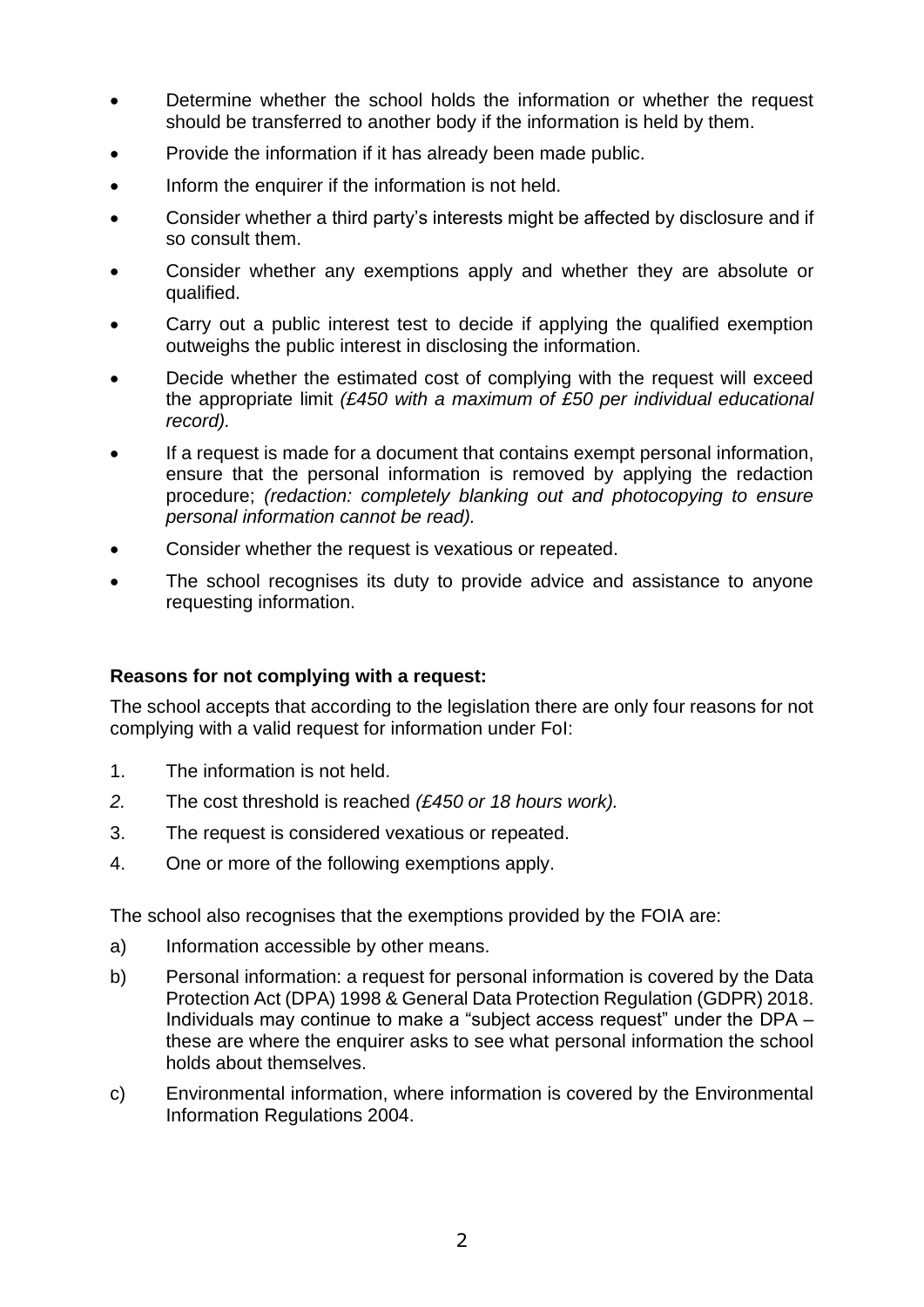- Determine whether the school holds the information or whether the request should be transferred to another body if the information is held by them.
- Provide the information if it has already been made public.
- Inform the enquirer if the information is not held.
- Consider whether a third party's interests might be affected by disclosure and if so consult them.
- Consider whether any exemptions apply and whether they are absolute or qualified.
- Carry out a public interest test to decide if applying the qualified exemption outweighs the public interest in disclosing the information.
- Decide whether the estimated cost of complying with the request will exceed the appropriate limit *(£450 with a maximum of £50 per individual educational record).*
- If a request is made for a document that contains exempt personal information, ensure that the personal information is removed by applying the redaction procedure; *(redaction: completely blanking out and photocopying to ensure personal information cannot be read).*
- Consider whether the request is vexatious or repeated.
- The school recognises its duty to provide advice and assistance to anyone requesting information.

**Reasons for not complying with a request:**

The school accepts that according to the legislation there are only four reasons for not complying with a valid request for information under FoI:

1. The information is not held.
2. The cost threshold is reached *(£450 or 18 hours work).*
3. The request is considered vexatious or repeated.
4. One or more of the following exemptions apply.

The school also recognises that the exemptions provided by the FOIA are:

a) Information accessible by other means.

b) Personal information: a request for personal information is covered by the Data Protection Act (DPA) 1998 & General Data Protection Regulation (GDPR) 2018. Individuals may continue to make a "subject access request" under the DPA – these are where the enquirer asks to see what personal information the school holds about themselves.

c) Environmental information, where information is covered by the Environmental Information Regulations 2004.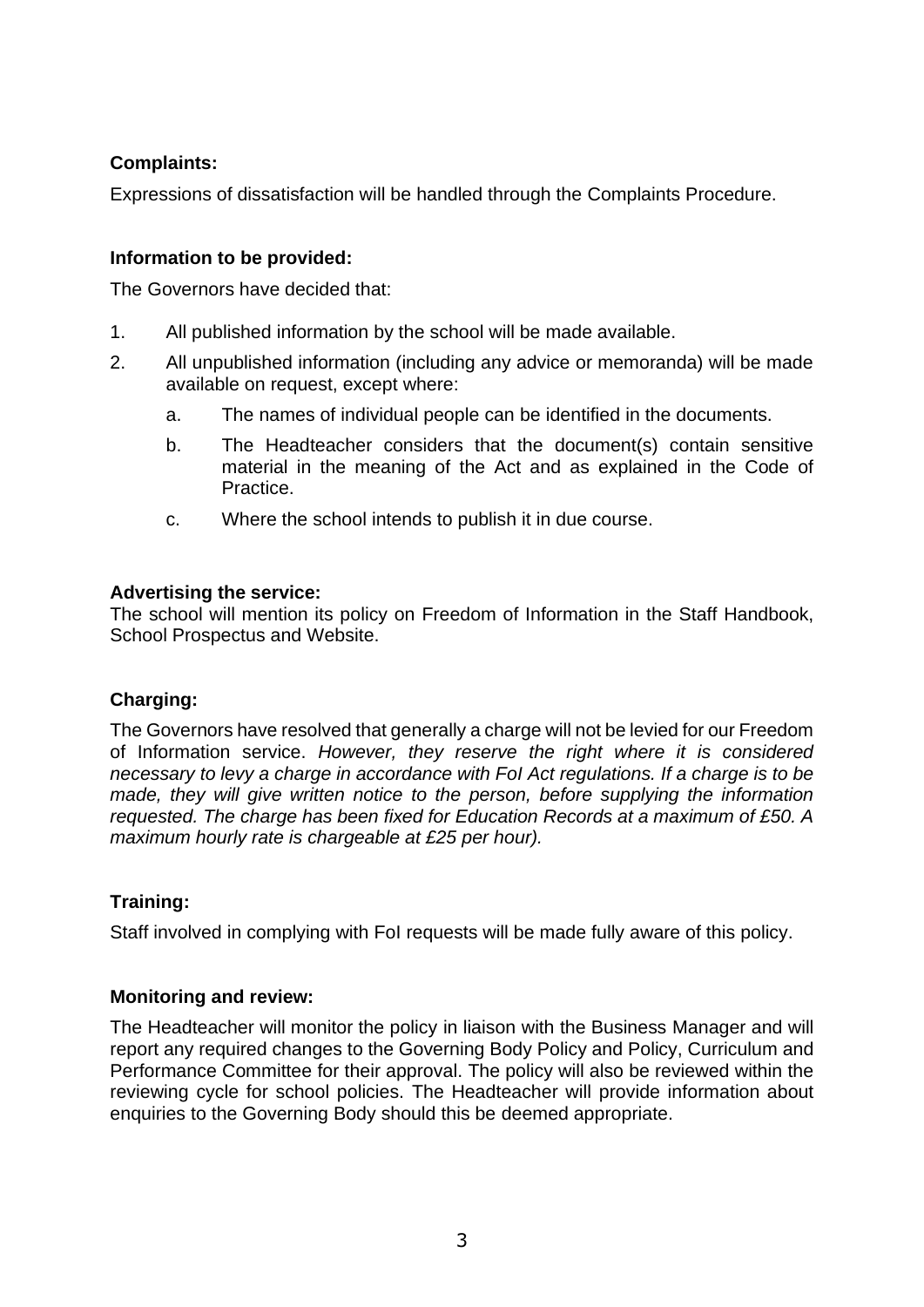**Complaints:**

Expressions of dissatisfaction will be handled through the Complaints Procedure.

**Information to be provided:**

The Governors have decided that:

1. All published information by the school will be made available.
2. All unpublished information (including any advice or memoranda) will be made available on request, except where:
   a. The names of individual people can be identified in the documents.
   b. The Headteacher considers that the document(s) contain sensitive material in the meaning of the Act and as explained in the Code of Practice.
   c. Where the school intends to publish it in due course.

**Advertising the service:**
The school will mention its policy on Freedom of Information in the Staff Handbook, School Prospectus and Website.

**Charging:**

The Governors have resolved that generally a charge will not be levied for our Freedom of Information service. *However, they reserve the right where it is considered necessary to levy a charge in accordance with FoI Act regulations. If a charge is to be made, they will give written notice to the person, before supplying the information requested. The charge has been fixed for Education Records at a maximum of £50. A maximum hourly rate is chargeable at £25 per hour).*

**Training:**

Staff involved in complying with FoI requests will be made fully aware of this policy.

**Monitoring and review:**

The Headteacher will monitor the policy in liaison with the Business Manager and will report any required changes to the Governing Body Policy and Policy, Curriculum and Performance Committee for their approval. The policy will also be reviewed within the reviewing cycle for school policies. The Headteacher will provide information about enquiries to the Governing Body should this be deemed appropriate.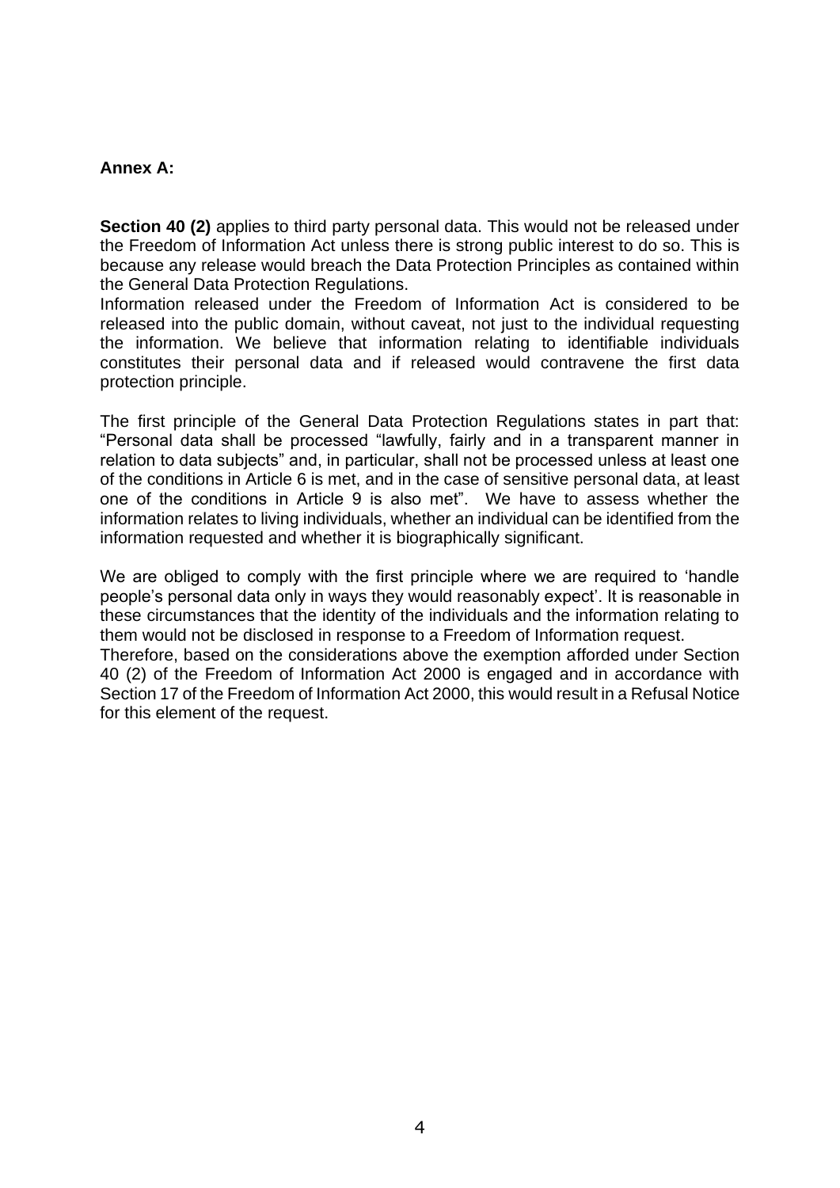**Annex A:**

**Section 40 (2)** applies to third party personal data. This would not be released under the Freedom of Information Act unless there is strong public interest to do so. This is because any release would breach the Data Protection Principles as contained within the General Data Protection Regulations.

Information released under the Freedom of Information Act is considered to be released into the public domain, without caveat, not just to the individual requesting the information. We believe that information relating to identifiable individuals constitutes their personal data and if released would contravene the first data protection principle.

The first principle of the General Data Protection Regulations states in part that: "Personal data shall be processed "lawfully, fairly and in a transparent manner in relation to data subjects" and, in particular, shall not be processed unless at least one of the conditions in Article 6 is met, and in the case of sensitive personal data, at least one of the conditions in Article 9 is also met". We have to assess whether the information relates to living individuals, whether an individual can be identified from the information requested and whether it is biographically significant.

We are obliged to comply with the first principle where we are required to 'handle people's personal data only in ways they would reasonably expect'. It is reasonable in these circumstances that the identity of the individuals and the information relating to them would not be disclosed in response to a Freedom of Information request.

Therefore, based on the considerations above the exemption afforded under Section 40 (2) of the Freedom of Information Act 2000 is engaged and in accordance with Section 17 of the Freedom of Information Act 2000, this would result in a Refusal Notice for this element of the request.